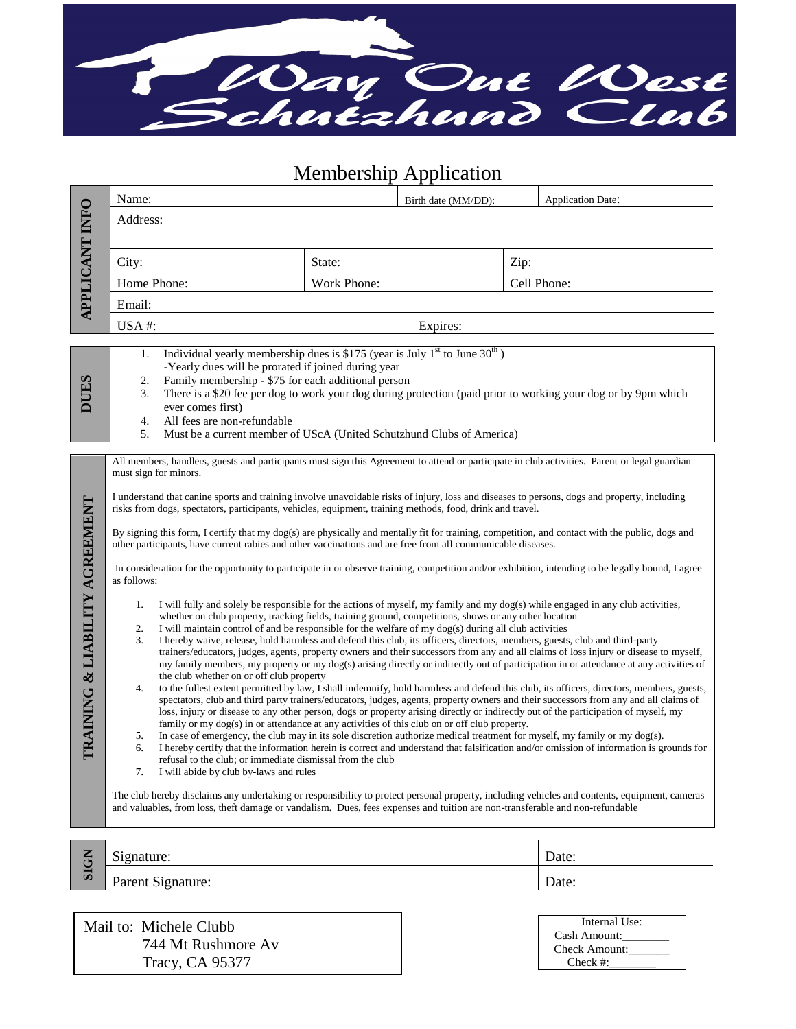# Way Out West Schutzhund Club

## Membership Application

**APPLICANT INFO**

| Name: | | Birth date (MM/DD): | Application Date: |
|---|---|---|---|
| Address: | | | |
| | | | |
| City: | State: | | Zip: |
| Home Phone: | Work Phone: | | Cell Phone: |
| Email: | | | |
| USA #: | | Expires: | |

**DUES**

1. Individual yearly membership dues is $175 (year is July 1st to June 30th )
   -Yearly dues will be prorated if joined during year
2. Family membership - $75 for each additional person
3. There is a $20 fee per dog to work your dog during protection (paid prior to working your dog or by 9pm which ever comes first)
4. All fees are non-refundable
5. Must be a current member of UScA (United Schutzhund Clubs of America)

**TRAINING & LIABILITY AGREEMENT**

All members, handlers, guests and participants must sign this Agreement to attend or participate in club activities. Parent or legal guardian must sign for minors.

I understand that canine sports and training involve unavoidable risks of injury, loss and diseases to persons, dogs and property, including risks from dogs, spectators, participants, vehicles, equipment, training methods, food, drink and travel.

By signing this form, I certify that my dog(s) are physically and mentally fit for training, competition, and contact with the public, dogs and other participants, have current rabies and other vaccinations and are free from all communicable diseases.

In consideration for the opportunity to participate in or observe training, competition and/or exhibition, intending to be legally bound, I agree as follows:

1. I will fully and solely be responsible for the actions of myself, my family and my dog(s) while engaged in any club activities, whether on club property, tracking fields, training ground, competitions, shows or any other location
2. I will maintain control of and be responsible for the welfare of my dog(s) during all club activities
3. I hereby waive, release, hold harmless and defend this club, its officers, directors, members, guests, club and third-party trainers/educators, judges, agents, property owners and their successors from any and all claims of loss injury or disease to myself, my family members, my property or my dog(s) arising directly or indirectly out of participation in or attendance at any activities of the club whether on or off club property
4. to the fullest extent permitted by law, I shall indemnify, hold harmless and defend this club, its officers, directors, members, guests, spectators, club and third party trainers/educators, judges, agents, property owners and their successors from any and all claims of loss, injury or disease to any other person, dogs or property arising directly or indirectly out of the participation of myself, my family or my dog(s) in or attendance at any activities of this club on or off club property.
5. In case of emergency, the club may in its sole discretion authorize medical treatment for myself, my family or my dog(s).
6. I hereby certify that the information herein is correct and understand that falsification and/or omission of information is grounds for refusal to the club; or immediate dismissal from the club
7. I will abide by club by-laws and rules

The club hereby disclaims any undertaking or responsibility to protect personal property, including vehicles and contents, equipment, cameras and valuables, from loss, theft damage or vandalism. Dues, fees expenses and tuition are non-transferable and non-refundable

**SIGN**

| Signature: | Date: |
|---|---|
| Parent Signature: | Date: |

Mail to: Michele Clubb
744 Mt Rushmore Av
Tracy, CA 95377

Internal Use:
Cash Amount:________
Check Amount:_______
Check #:________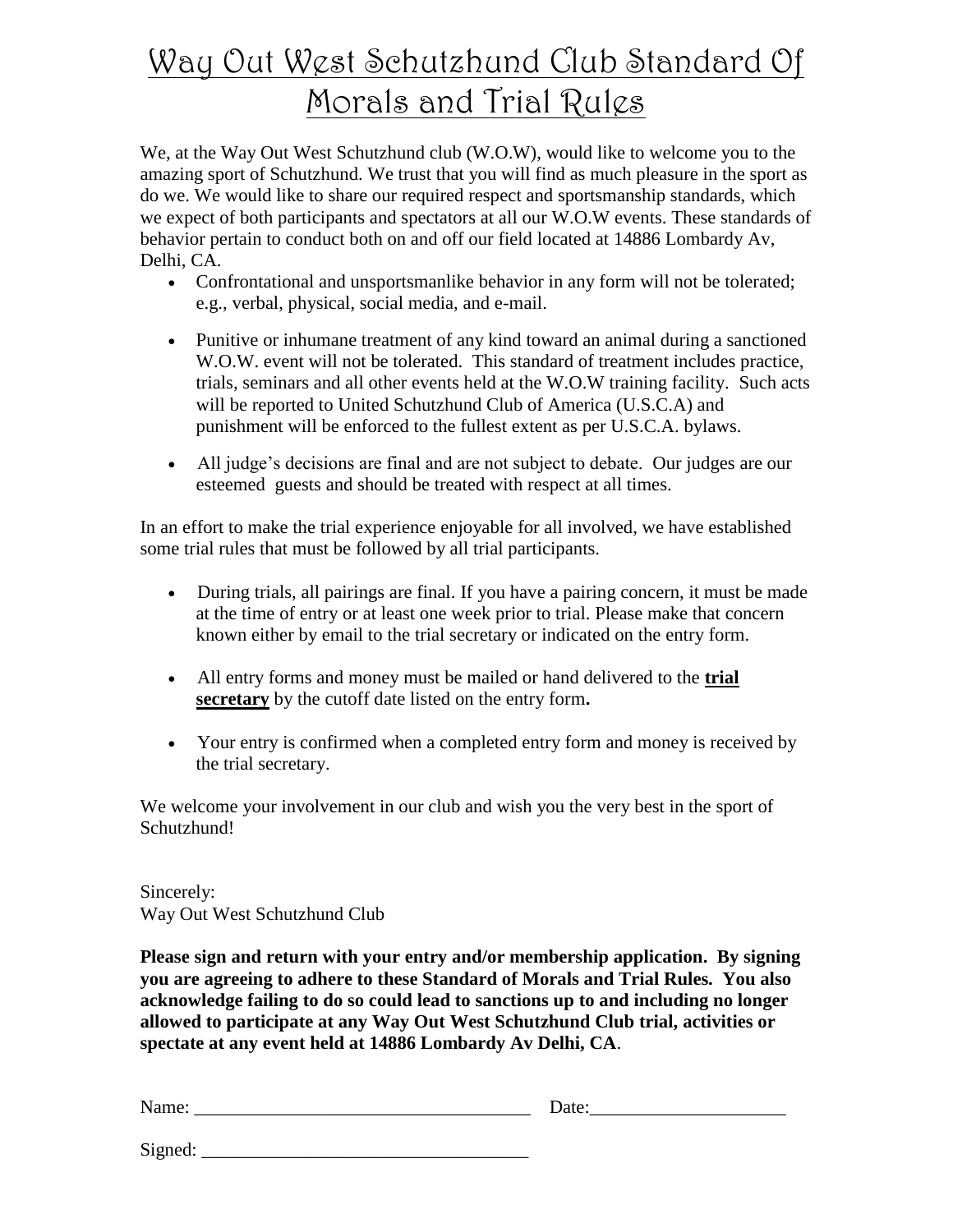# Way Out West Schutzhund Club Standard Of Morals and Trial Rules

We, at the Way Out West Schutzhund club (W.O.W), would like to welcome you to the amazing sport of Schutzhund. We trust that you will find as much pleasure in the sport as do we. We would like to share our required respect and sportsmanship standards, which we expect of both participants and spectators at all our W.O.W events. These standards of behavior pertain to conduct both on and off our field located at 14886 Lombardy Av, Delhi, CA.

- Confrontational and unsportsmanlike behavior in any form will not be tolerated; e.g., verbal, physical, social media, and e-mail.
- Punitive or inhumane treatment of any kind toward an animal during a sanctioned W.O.W. event will not be tolerated. This standard of treatment includes practice, trials, seminars and all other events held at the W.O.W training facility. Such acts will be reported to United Schutzhund Club of America (U.S.C.A) and punishment will be enforced to the fullest extent as per U.S.C.A. bylaws.
- All judge's decisions are final and are not subject to debate. Our judges are our esteemed guests and should be treated with respect at all times.

In an effort to make the trial experience enjoyable for all involved, we have established some trial rules that must be followed by all trial participants.

- During trials, all pairings are final. If you have a pairing concern, it must be made at the time of entry or at least one week prior to trial. Please make that concern known either by email to the trial secretary or indicated on the entry form.
- All entry forms and money must be mailed or hand delivered to the **trial secretary** by the cutoff date listed on the entry form**.**
- Your entry is confirmed when a completed entry form and money is received by the trial secretary.

We welcome your involvement in our club and wish you the very best in the sport of Schutzhund!

Sincerely:
Way Out West Schutzhund Club

**Please sign and return with your entry and/or membership application. By signing you are agreeing to adhere to these Standard of Morals and Trial Rules. You also acknowledge failing to do so could lead to sanctions up to and including no longer allowed to participate at any Way Out West Schutzhund Club trial, activities or spectate at any event held at 14886 Lombardy Av Delhi, CA**.

Name: ___________________________________ Date:_____________________

Signed: __________________________________